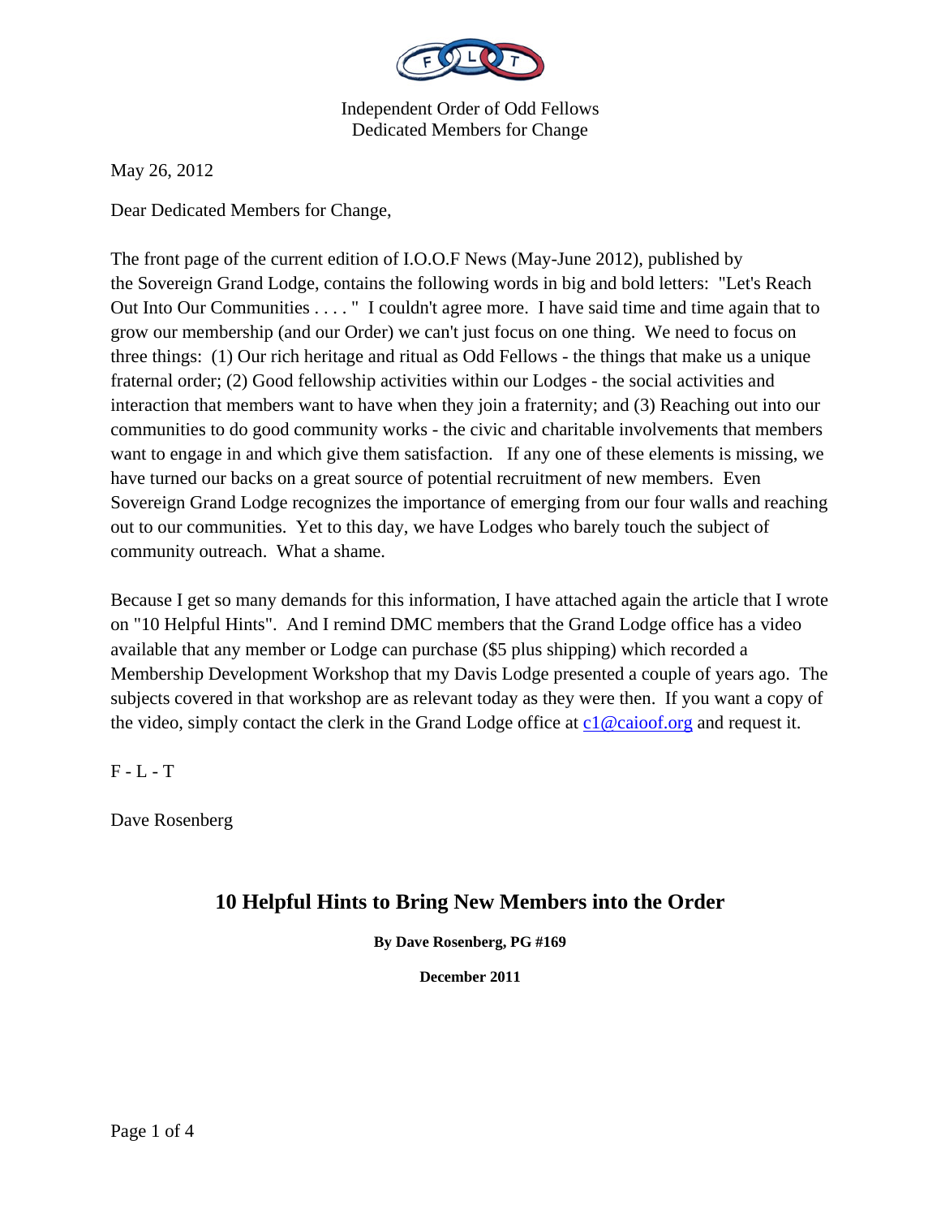Independent Order of Odd Fellows
Dedicated Members for Change

May 26, 2012

Dear Dedicated Members for Change,

The front page of the current edition of I.O.O.F News (May-June 2012), published by the Sovereign Grand Lodge, contains the following words in big and bold letters: "Let's Reach Out Into Our Communities . . . . " I couldn't agree more. I have said time and time again that to grow our membership (and our Order) we can't just focus on one thing. We need to focus on three things: (1) Our rich heritage and ritual as Odd Fellows - the things that make us a unique fraternal order; (2) Good fellowship activities within our Lodges - the social activities and interaction that members want to have when they join a fraternity; and (3) Reaching out into our communities to do good community works - the civic and charitable involvements that members want to engage in and which give them satisfaction. If any one of these elements is missing, we have turned our backs on a great source of potential recruitment of new members. Even Sovereign Grand Lodge recognizes the importance of emerging from our four walls and reaching out to our communities. Yet to this day, we have Lodges who barely touch the subject of community outreach. What a shame.

Because I get so many demands for this information, I have attached again the article that I wrote on "10 Helpful Hints". And I remind DMC members that the Grand Lodge office has a video available that any member or Lodge can purchase ($5 plus shipping) which recorded a Membership Development Workshop that my Davis Lodge presented a couple of years ago. The subjects covered in that workshop are as relevant today as they were then. If you want a copy of the video, simply contact the clerk in the Grand Lodge office at [c1@caioof.org](mailto:c1@caioof.org) and request it.

F - L - T

Dave Rosenberg

## 10 Helpful Hints to Bring New Members into the Order

**By Dave Rosenberg, PG #169**

**December 2011**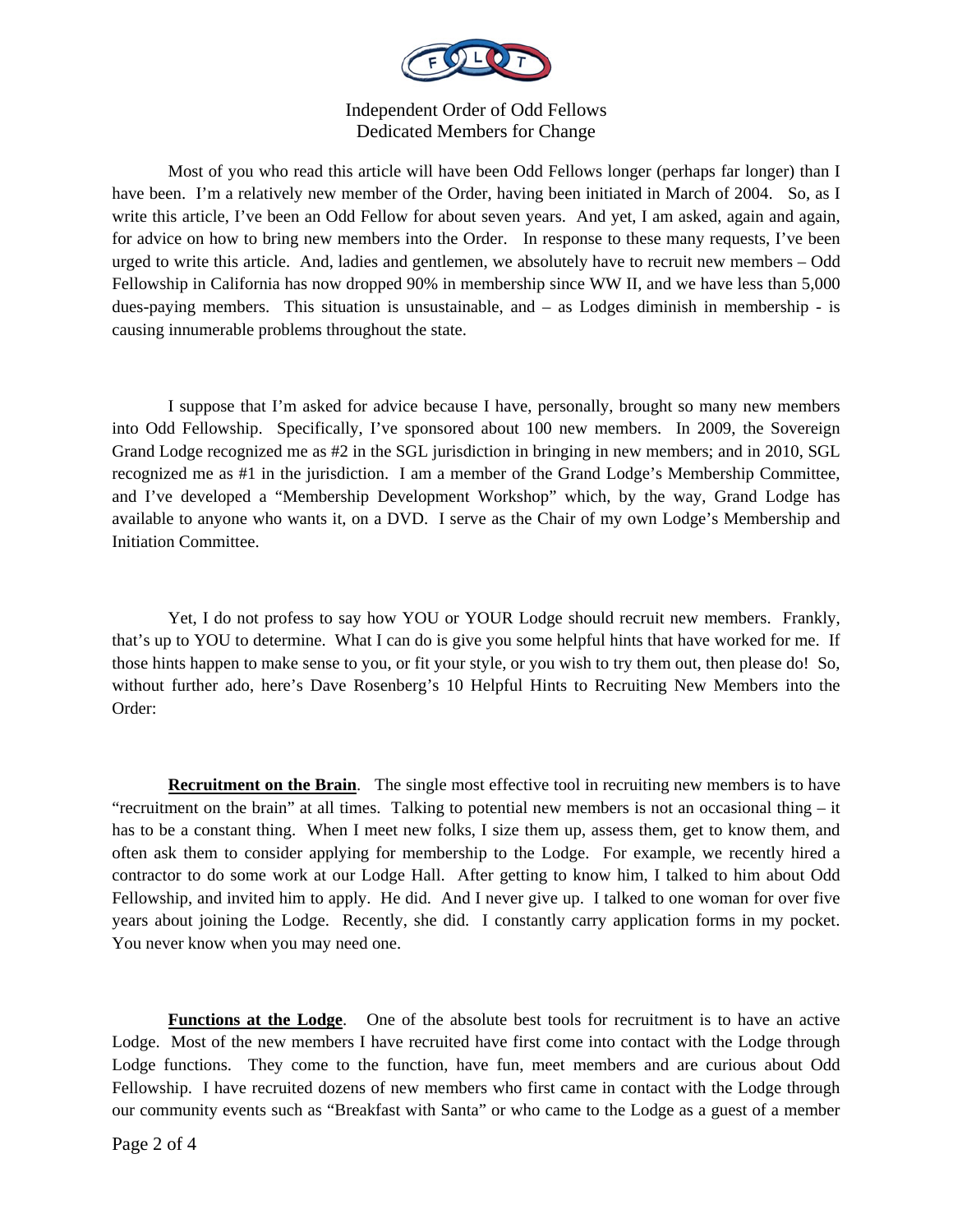Independent Order of Odd Fellows
Dedicated Members for Change

Most of you who read this article will have been Odd Fellows longer (perhaps far longer) than I have been. I'm a relatively new member of the Order, having been initiated in March of 2004. So, as I write this article, I've been an Odd Fellow for about seven years. And yet, I am asked, again and again, for advice on how to bring new members into the Order. In response to these many requests, I've been urged to write this article. And, ladies and gentlemen, we absolutely have to recruit new members – Odd Fellowship in California has now dropped 90% in membership since WW II, and we have less than 5,000 dues-paying members. This situation is unsustainable, and – as Lodges diminish in membership - is causing innumerable problems throughout the state.

I suppose that I'm asked for advice because I have, personally, brought so many new members into Odd Fellowship. Specifically, I've sponsored about 100 new members. In 2009, the Sovereign Grand Lodge recognized me as #2 in the SGL jurisdiction in bringing in new members; and in 2010, SGL recognized me as #1 in the jurisdiction. I am a member of the Grand Lodge's Membership Committee, and I've developed a "Membership Development Workshop" which, by the way, Grand Lodge has available to anyone who wants it, on a DVD. I serve as the Chair of my own Lodge's Membership and Initiation Committee.

Yet, I do not profess to say how YOU or YOUR Lodge should recruit new members. Frankly, that's up to YOU to determine. What I can do is give you some helpful hints that have worked for me. If those hints happen to make sense to you, or fit your style, or you wish to try them out, then please do! So, without further ado, here's Dave Rosenberg's 10 Helpful Hints to Recruiting New Members into the Order:

**Recruitment on the Brain**. The single most effective tool in recruiting new members is to have "recruitment on the brain" at all times. Talking to potential new members is not an occasional thing – it has to be a constant thing. When I meet new folks, I size them up, assess them, get to know them, and often ask them to consider applying for membership to the Lodge. For example, we recently hired a contractor to do some work at our Lodge Hall. After getting to know him, I talked to him about Odd Fellowship, and invited him to apply. He did. And I never give up. I talked to one woman for over five years about joining the Lodge. Recently, she did. I constantly carry application forms in my pocket. You never know when you may need one.

**Functions at the Lodge**. One of the absolute best tools for recruitment is to have an active Lodge. Most of the new members I have recruited have first come into contact with the Lodge through Lodge functions. They come to the function, have fun, meet members and are curious about Odd Fellowship. I have recruited dozens of new members who first came in contact with the Lodge through our community events such as "Breakfast with Santa" or who came to the Lodge as a guest of a member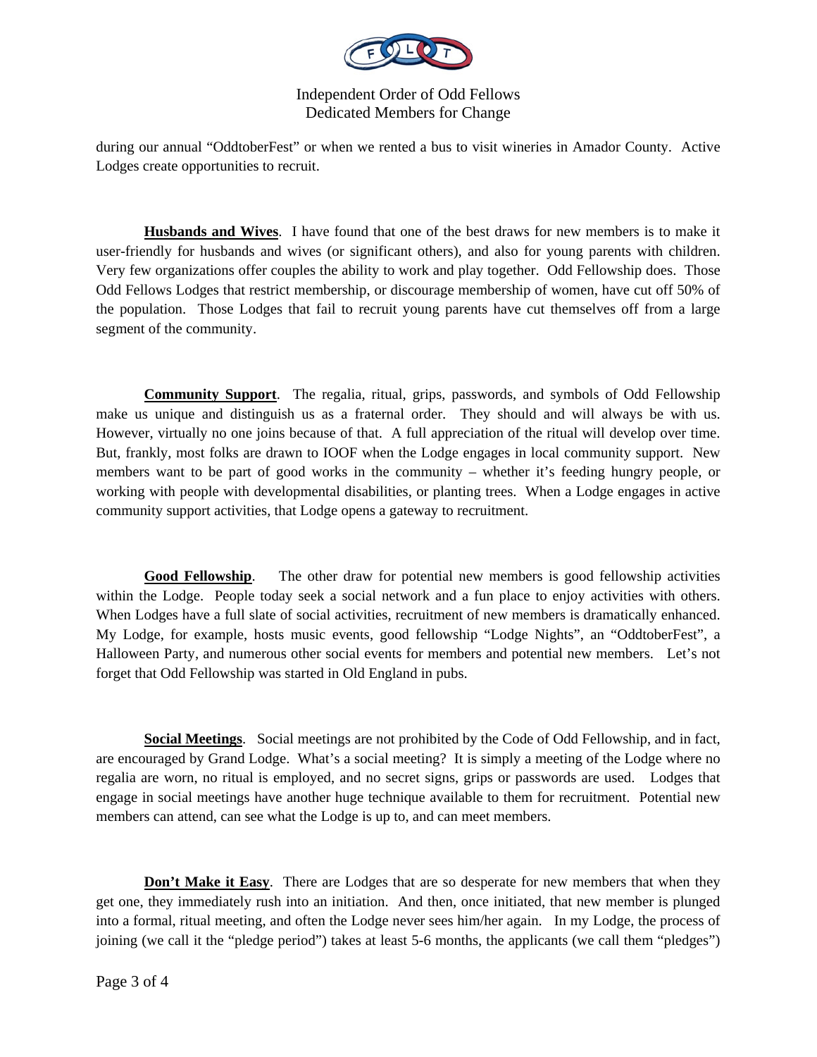during our annual "OddtoberFest" or when we rented a bus to visit wineries in Amador County. Active Lodges create opportunities to recruit.

**Husbands and Wives**. I have found that one of the best draws for new members is to make it user-friendly for husbands and wives (or significant others), and also for young parents with children. Very few organizations offer couples the ability to work and play together. Odd Fellowship does. Those Odd Fellows Lodges that restrict membership, or discourage membership of women, have cut off 50% of the population. Those Lodges that fail to recruit young parents have cut themselves off from a large segment of the community.

**Community Support**. The regalia, ritual, grips, passwords, and symbols of Odd Fellowship make us unique and distinguish us as a fraternal order. They should and will always be with us. However, virtually no one joins because of that. A full appreciation of the ritual will develop over time. But, frankly, most folks are drawn to IOOF when the Lodge engages in local community support. New members want to be part of good works in the community – whether it's feeding hungry people, or working with people with developmental disabilities, or planting trees. When a Lodge engages in active community support activities, that Lodge opens a gateway to recruitment.

**Good Fellowship**. The other draw for potential new members is good fellowship activities within the Lodge. People today seek a social network and a fun place to enjoy activities with others. When Lodges have a full slate of social activities, recruitment of new members is dramatically enhanced. My Lodge, for example, hosts music events, good fellowship "Lodge Nights", an "OddtoberFest", a Halloween Party, and numerous other social events for members and potential new members. Let's not forget that Odd Fellowship was started in Old England in pubs.

**Social Meetings**. Social meetings are not prohibited by the Code of Odd Fellowship, and in fact, are encouraged by Grand Lodge. What's a social meeting? It is simply a meeting of the Lodge where no regalia are worn, no ritual is employed, and no secret signs, grips or passwords are used. Lodges that engage in social meetings have another huge technique available to them for recruitment. Potential new members can attend, can see what the Lodge is up to, and can meet members.

**Don't Make it Easy**. There are Lodges that are so desperate for new members that when they get one, they immediately rush into an initiation. And then, once initiated, that new member is plunged into a formal, ritual meeting, and often the Lodge never sees him/her again. In my Lodge, the process of joining (we call it the "pledge period") takes at least 5-6 months, the applicants (we call them "pledges")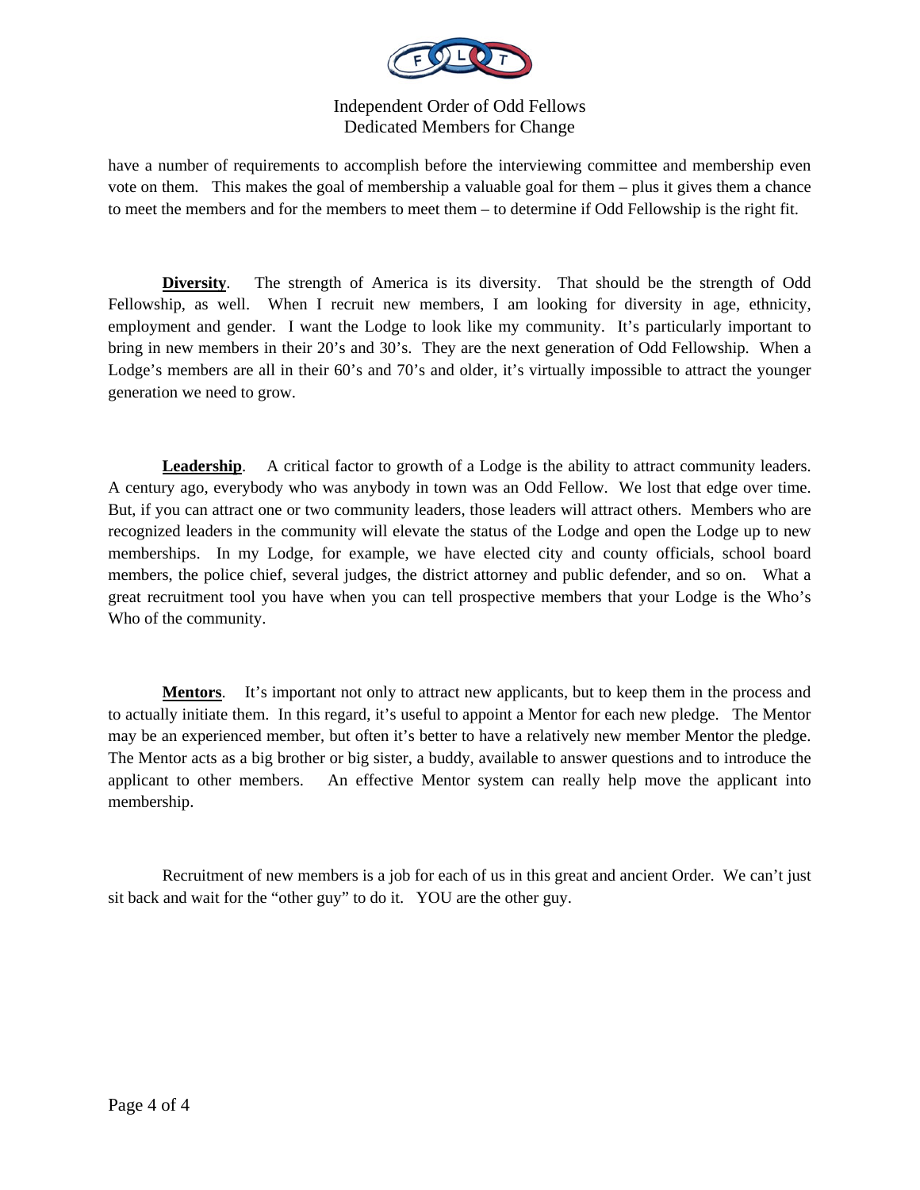have a number of requirements to accomplish before the interviewing committee and membership even vote on them. This makes the goal of membership a valuable goal for them – plus it gives them a chance to meet the members and for the members to meet them – to determine if Odd Fellowship is the right fit.

**Diversity**. The strength of America is its diversity. That should be the strength of Odd Fellowship, as well. When I recruit new members, I am looking for diversity in age, ethnicity, employment and gender. I want the Lodge to look like my community. It's particularly important to bring in new members in their 20's and 30's. They are the next generation of Odd Fellowship. When a Lodge's members are all in their 60's and 70's and older, it's virtually impossible to attract the younger generation we need to grow.

**Leadership**. A critical factor to growth of a Lodge is the ability to attract community leaders. A century ago, everybody who was anybody in town was an Odd Fellow. We lost that edge over time. But, if you can attract one or two community leaders, those leaders will attract others. Members who are recognized leaders in the community will elevate the status of the Lodge and open the Lodge up to new memberships. In my Lodge, for example, we have elected city and county officials, school board members, the police chief, several judges, the district attorney and public defender, and so on. What a great recruitment tool you have when you can tell prospective members that your Lodge is the Who's Who of the community.

**Mentors**. It's important not only to attract new applicants, but to keep them in the process and to actually initiate them. In this regard, it's useful to appoint a Mentor for each new pledge. The Mentor may be an experienced member, but often it's better to have a relatively new member Mentor the pledge. The Mentor acts as a big brother or big sister, a buddy, available to answer questions and to introduce the applicant to other members. An effective Mentor system can really help move the applicant into membership.

Recruitment of new members is a job for each of us in this great and ancient Order. We can't just sit back and wait for the "other guy" to do it. YOU are the other guy.